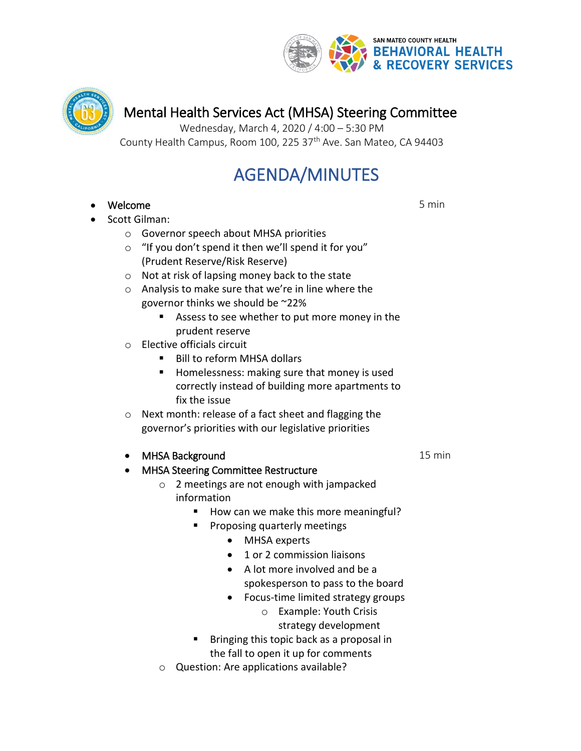SAN MATEO COUNTY HEALTH
BEHAVIORAL HEALTH & RECOVERY SERVICES

# Mental Health Services Act (MHSA) Steering Committee

Wednesday, March 4, 2020 / 4:00 – 5:30 PM
County Health Campus, Room 100, 225 37th Ave. San Mateo, CA 94403

## AGENDA/MINUTES

- Welcome — 5 min
- Scott Gilman:
  - Governor speech about MHSA priorities
  - "If you don't spend it then we'll spend it for you" (Prudent Reserve/Risk Reserve)
  - Not at risk of lapsing money back to the state
  - Analysis to make sure that we're in line where the governor thinks we should be ~22%
    - Assess to see whether to put more money in the prudent reserve
  - Elective officials circuit
    - Bill to reform MHSA dollars
    - Homelessness: making sure that money is used correctly instead of building more apartments to fix the issue
  - Next month: release of a fact sheet and flagging the governor's priorities with our legislative priorities

- MHSA Background — 15 min
- MHSA Steering Committee Restructure
  - 2 meetings are not enough with jampacked information
    - How can we make this more meaningful?
    - Proposing quarterly meetings
      - MHSA experts
      - 1 or 2 commission liaisons
      - A lot more involved and be a spokesperson to pass to the board
      - Focus-time limited strategy groups
        - Example: Youth Crisis strategy development
    - Bringing this topic back as a proposal in the fall to open it up for comments
  - Question: Are applications available?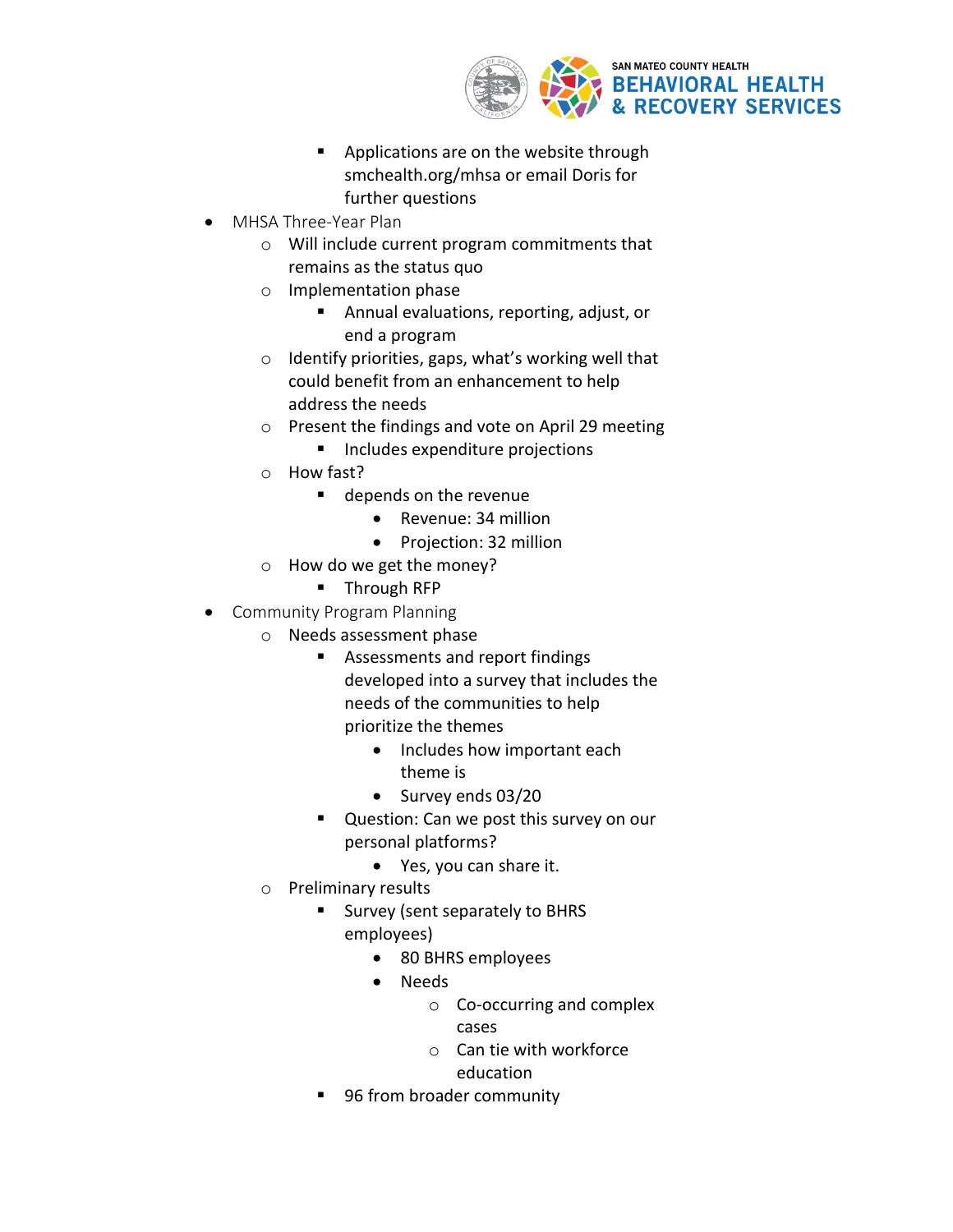- Applications are on the website through smchealth.org/mhsa or email Doris for further questions

- MHSA Three-Year Plan
    - Will include current program commitments that remains as the status quo
    - Implementation phase
        - Annual evaluations, reporting, adjust, or end a program
    - Identify priorities, gaps, what's working well that could benefit from an enhancement to help address the needs
    - Present the findings and vote on April 29 meeting
        - Includes expenditure projections
    - How fast?
        - depends on the revenue
            - Revenue: 34 million
            - Projection: 32 million
    - How do we get the money?
        - Through RFP
- Community Program Planning
    - Needs assessment phase
        - Assessments and report findings developed into a survey that includes the needs of the communities to help prioritize the themes
            - Includes how important each theme is
            - Survey ends 03/20
        - Question: Can we post this survey on our personal platforms?
            - Yes, you can share it.
    - Preliminary results
        - Survey (sent separately to BHRS employees)
            - 80 BHRS employees
            - Needs
                - Co-occurring and complex cases
                - Can tie with workforce education
        - 96 from broader community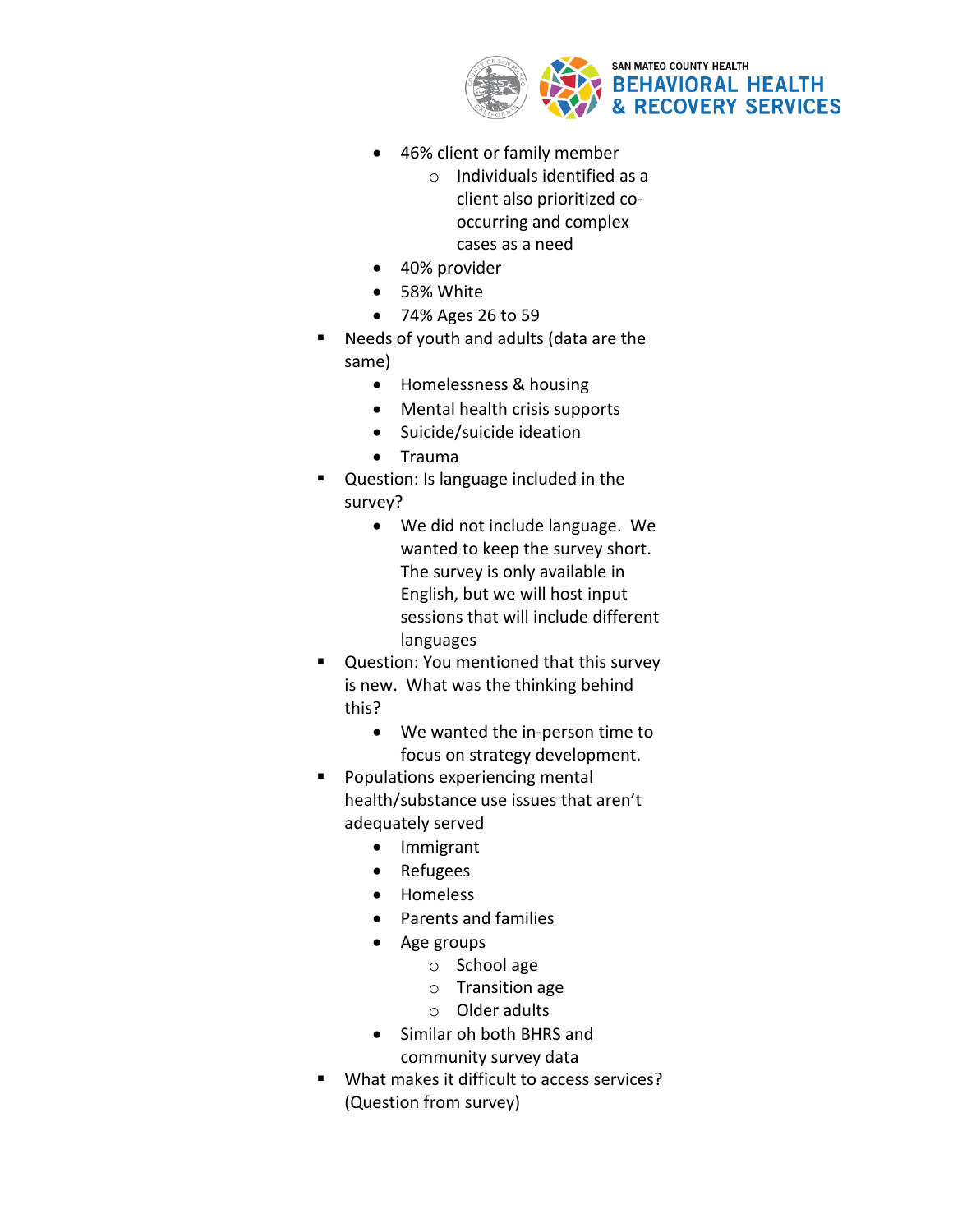- 46% client or family member
  - Individuals identified as a client also prioritized co-occurring and complex cases as a need
- 40% provider
- 58% White
- 74% Ages 26 to 59

- Needs of youth and adults (data are the same)
  - Homelessness & housing
  - Mental health crisis supports
  - Suicide/suicide ideation
  - Trauma
- Question: Is language included in the survey?
  - We did not include language. We wanted to keep the survey short. The survey is only available in English, but we will host input sessions that will include different languages
- Question: You mentioned that this survey is new. What was the thinking behind this?
  - We wanted the in-person time to focus on strategy development.
- Populations experiencing mental health/substance use issues that aren't adequately served
  - Immigrant
  - Refugees
  - Homeless
  - Parents and families
  - Age groups
    - School age
    - Transition age
    - Older adults
  - Similar oh both BHRS and community survey data
- What makes it difficult to access services? (Question from survey)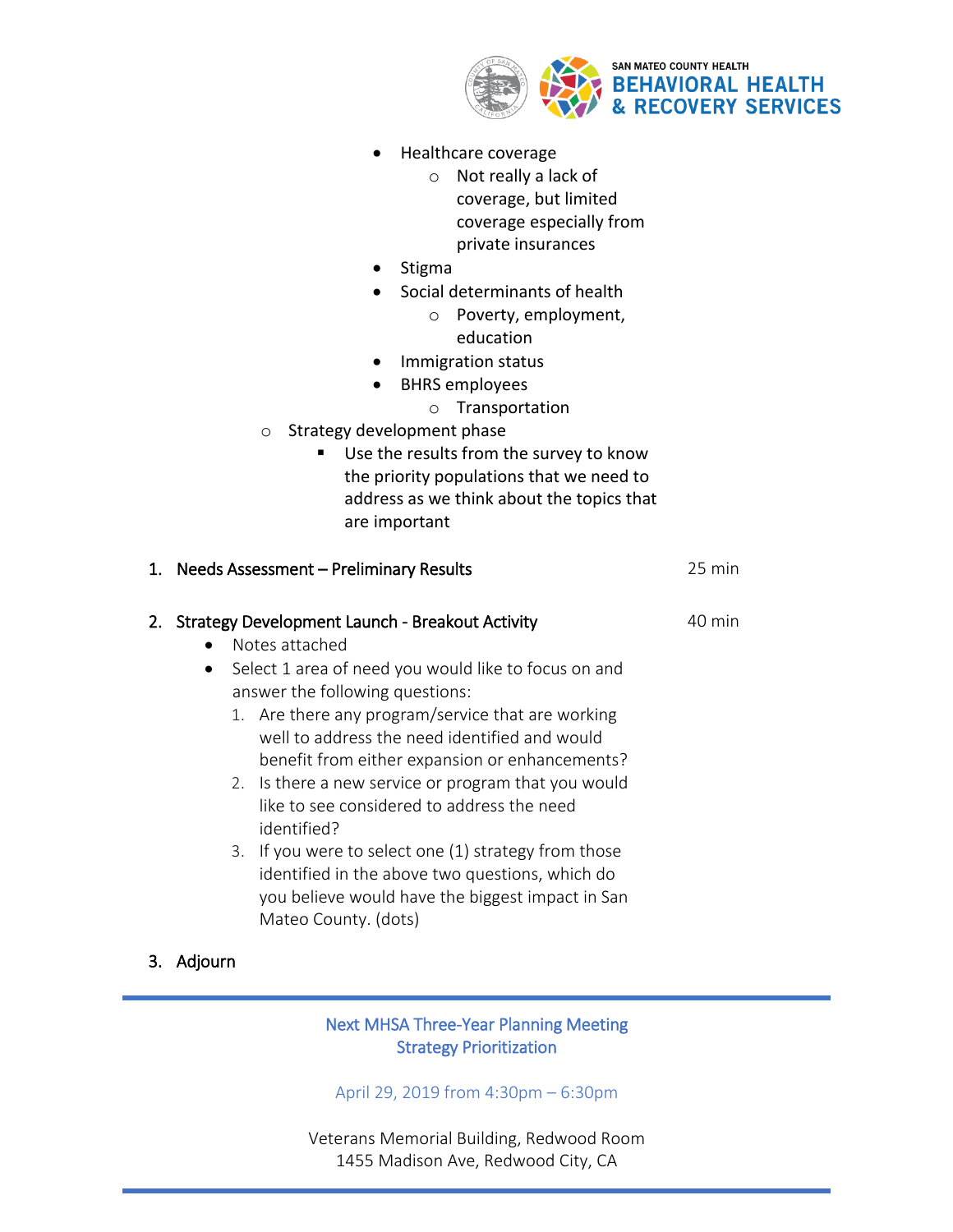- Healthcare coverage
            - Not really a lack of coverage, but limited coverage especially from private insurances
        - Stigma
        - Social determinants of health
            - Poverty, employment, education
        - Immigration status
        - BHRS employees
            - Transportation
    - Strategy development phase
        - Use the results from the survey to know the priority populations that we need to address as we think about the topics that are important

1. **Needs Assessment – Preliminary Results** — 25 min

2. **Strategy Development Launch - Breakout Activity** — 40 min
    - Notes attached
    - Select 1 area of need you would like to focus on and answer the following questions:
        1. Are there any program/service that are working well to address the need identified and would benefit from either expansion or enhancements?
        2. Is there a new service or program that you would like to see considered to address the need identified?
        3. If you were to select one (1) strategy from those identified in the above two questions, which do you believe would have the biggest impact in San Mateo County. (dots)

3. **Adjourn**

---

Next MHSA Three-Year Planning Meeting
Strategy Prioritization

April 29, 2019 from 4:30pm – 6:30pm

Veterans Memorial Building, Redwood Room
1455 Madison Ave, Redwood City, CA

---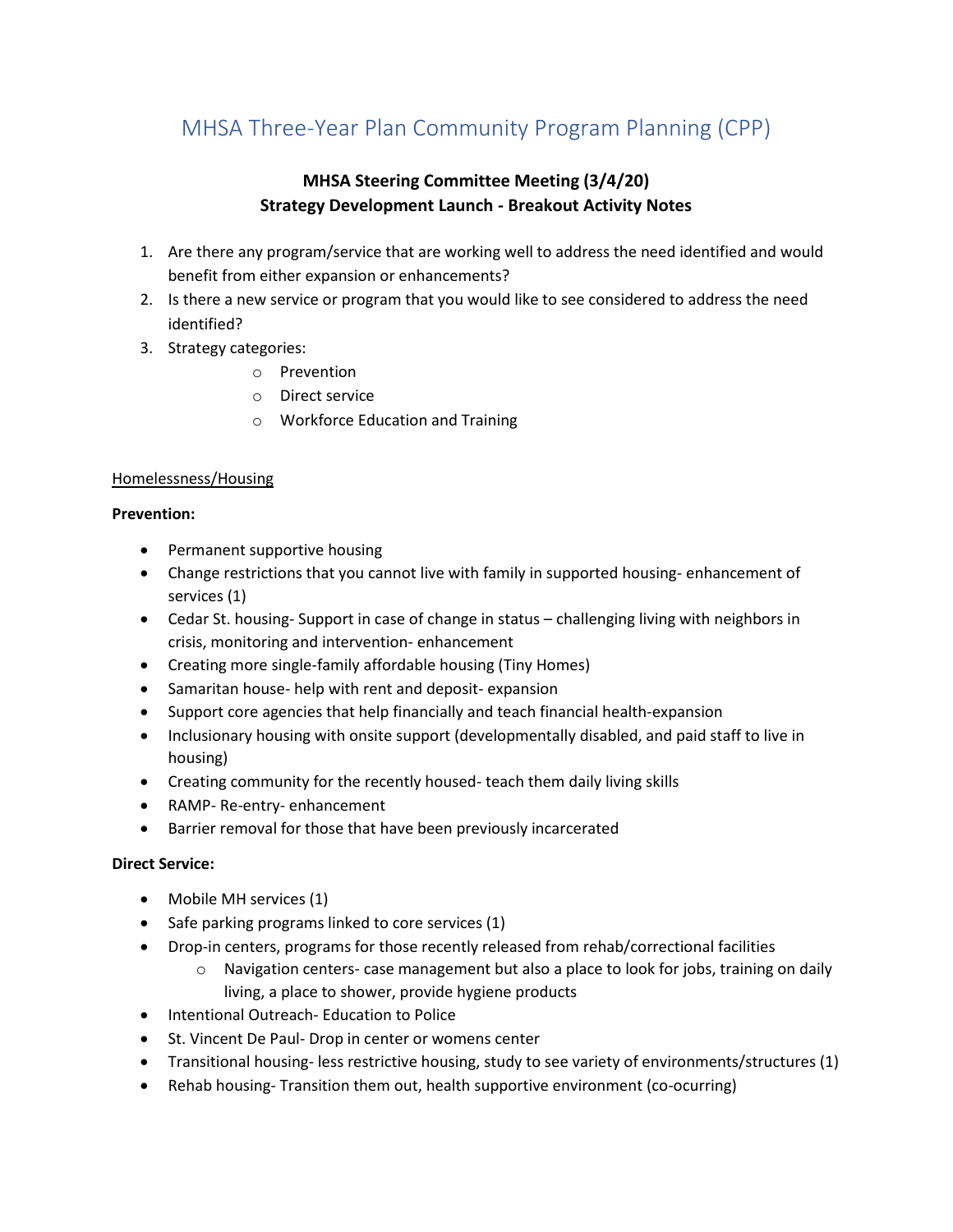# MHSA Three-Year Plan Community Program Planning (CPP)

**MHSA Steering Committee Meeting (3/4/20)**
**Strategy Development Launch - Breakout Activity Notes**

1. Are there any program/service that are working well to address the need identified and would benefit from either expansion or enhancements?
2. Is there a new service or program that you would like to see considered to address the need identified?
3. Strategy categories:
    - Prevention
    - Direct service
    - Workforce Education and Training

Homelessness/Housing

**Prevention:**

- Permanent supportive housing
- Change restrictions that you cannot live with family in supported housing- enhancement of services (1)
- Cedar St. housing- Support in case of change in status – challenging living with neighbors in crisis, monitoring and intervention- enhancement
- Creating more single-family affordable housing (Tiny Homes)
- Samaritan house- help with rent and deposit- expansion
- Support core agencies that help financially and teach financial health-expansion
- Inclusionary housing with onsite support (developmentally disabled, and paid staff to live in housing)
- Creating community for the recently housed- teach them daily living skills
- RAMP- Re-entry- enhancement
- Barrier removal for those that have been previously incarcerated

**Direct Service:**

- Mobile MH services (1)
- Safe parking programs linked to core services (1)
- Drop-in centers, programs for those recently released from rehab/correctional facilities
    - Navigation centers- case management but also a place to look for jobs, training on daily living, a place to shower, provide hygiene products
- Intentional Outreach- Education to Police
- St. Vincent De Paul- Drop in center or womens center
- Transitional housing- less restrictive housing, study to see variety of environments/structures (1)
- Rehab housing- Transition them out, health supportive environment (co-ocurring)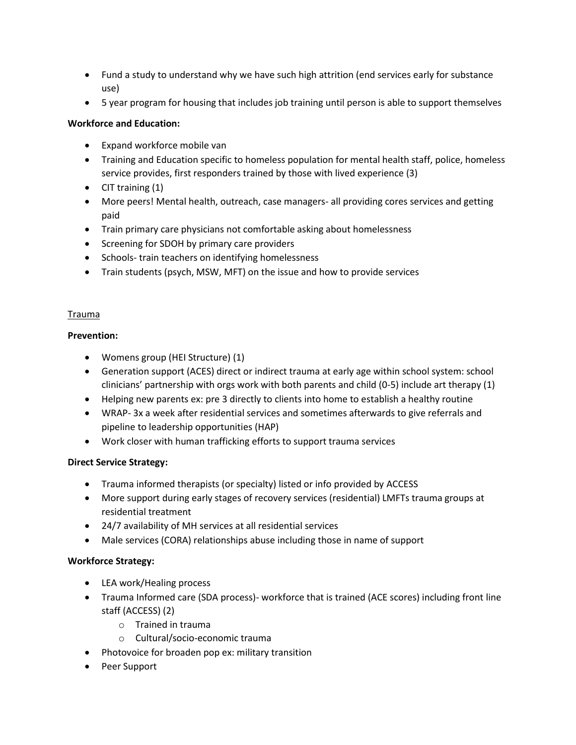- Fund a study to understand why we have such high attrition (end services early for substance use)
- 5 year program for housing that includes job training until person is able to support themselves

**Workforce and Education:**

- Expand workforce mobile van
- Training and Education specific to homeless population for mental health staff, police, homeless service provides, first responders trained by those with lived experience (3)
- CIT training (1)
- More peers! Mental health, outreach, case managers- all providing cores services and getting paid
- Train primary care physicians not comfortable asking about homelessness
- Screening for SDOH by primary care providers
- Schools- train teachers on identifying homelessness
- Train students (psych, MSW, MFT) on the issue and how to provide services

<u>Trauma</u>

**Prevention:**

- Womens group (HEI Structure) (1)
- Generation support (ACES) direct or indirect trauma at early age within school system: school clinicians' partnership with orgs work with both parents and child (0-5) include art therapy (1)
- Helping new parents ex: pre 3 directly to clients into home to establish a healthy routine
- WRAP- 3x a week after residential services and sometimes afterwards to give referrals and pipeline to leadership opportunities (HAP)
- Work closer with human trafficking efforts to support trauma services

**Direct Service Strategy:**

- Trauma informed therapists (or specialty) listed or info provided by ACCESS
- More support during early stages of recovery services (residential) LMFTs trauma groups at residential treatment
- 24/7 availability of MH services at all residential services
- Male services (CORA) relationships abuse including those in name of support

**Workforce Strategy:**

- LEA work/Healing process
- Trauma Informed care (SDA process)- workforce that is trained (ACE scores) including front line staff (ACCESS) (2)
  - Trained in trauma
  - Cultural/socio-economic trauma
- Photovoice for broaden pop ex: military transition
- Peer Support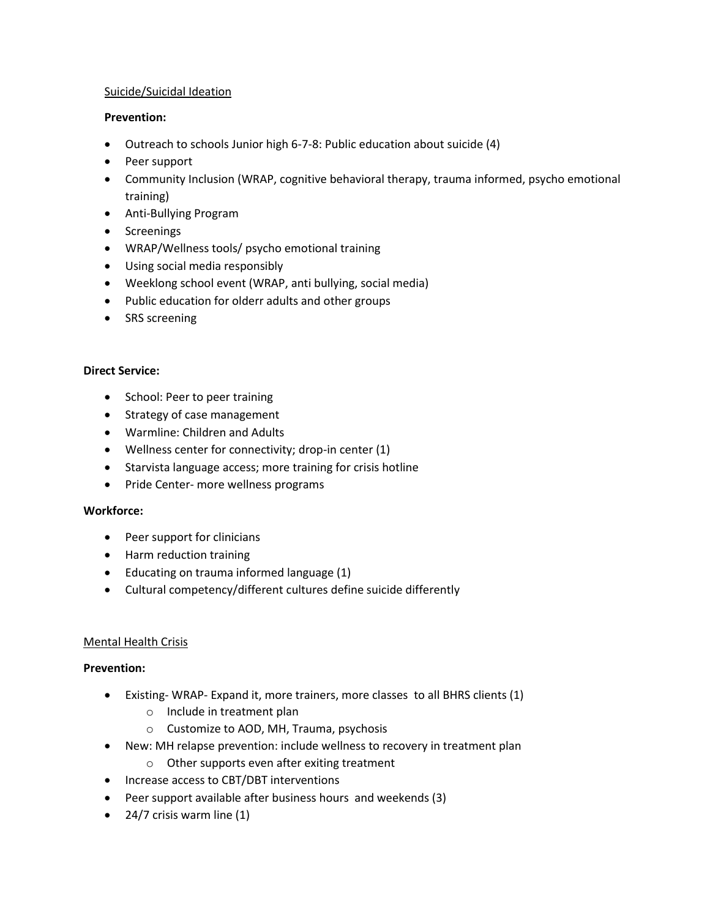<u>Suicide/Suicidal Ideation</u>

**Prevention:**

- Outreach to schools Junior high 6-7-8: Public education about suicide (4)
- Peer support
- Community Inclusion (WRAP, cognitive behavioral therapy, trauma informed, psycho emotional training)
- Anti-Bullying Program
- Screenings
- WRAP/Wellness tools/ psycho emotional training
- Using social media responsibly
- Weeklong school event (WRAP, anti bullying, social media)
- Public education for olderr adults and other groups
- SRS screening

**Direct Service:**

- School: Peer to peer training
- Strategy of case management
- Warmline: Children and Adults
- Wellness center for connectivity; drop-in center (1)
- Starvista language access; more training for crisis hotline
- Pride Center- more wellness programs

**Workforce:**

- Peer support for clinicians
- Harm reduction training
- Educating on trauma informed language (1)
- Cultural competency/different cultures define suicide differently

<u>Mental Health Crisis</u>

**Prevention:**

- Existing- WRAP- Expand it, more trainers, more classes to all BHRS clients (1)
    - Include in treatment plan
    - Customize to AOD, MH, Trauma, psychosis
- New: MH relapse prevention: include wellness to recovery in treatment plan
    - Other supports even after exiting treatment
- Increase access to CBT/DBT interventions
- Peer support available after business hours and weekends (3)
- 24/7 crisis warm line (1)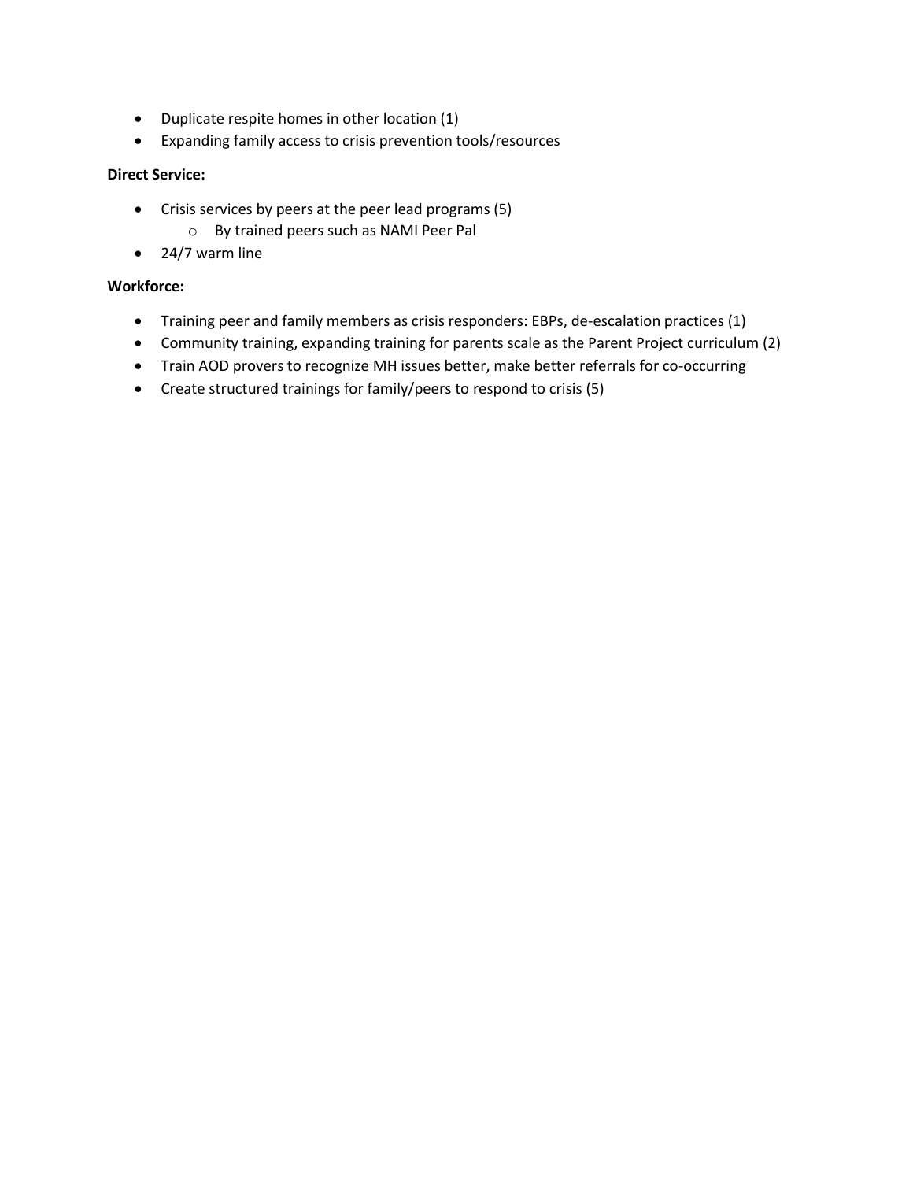- Duplicate respite homes in other location (1)
- Expanding family access to crisis prevention tools/resources

**Direct Service:**

- Crisis services by peers at the peer lead programs (5)
  - By trained peers such as NAMI Peer Pal
- 24/7 warm line

**Workforce:**

- Training peer and family members as crisis responders: EBPs, de-escalation practices (1)
- Community training, expanding training for parents scale as the Parent Project curriculum (2)
- Train AOD provers to recognize MH issues better, make better referrals for co-occurring
- Create structured trainings for family/peers to respond to crisis (5)